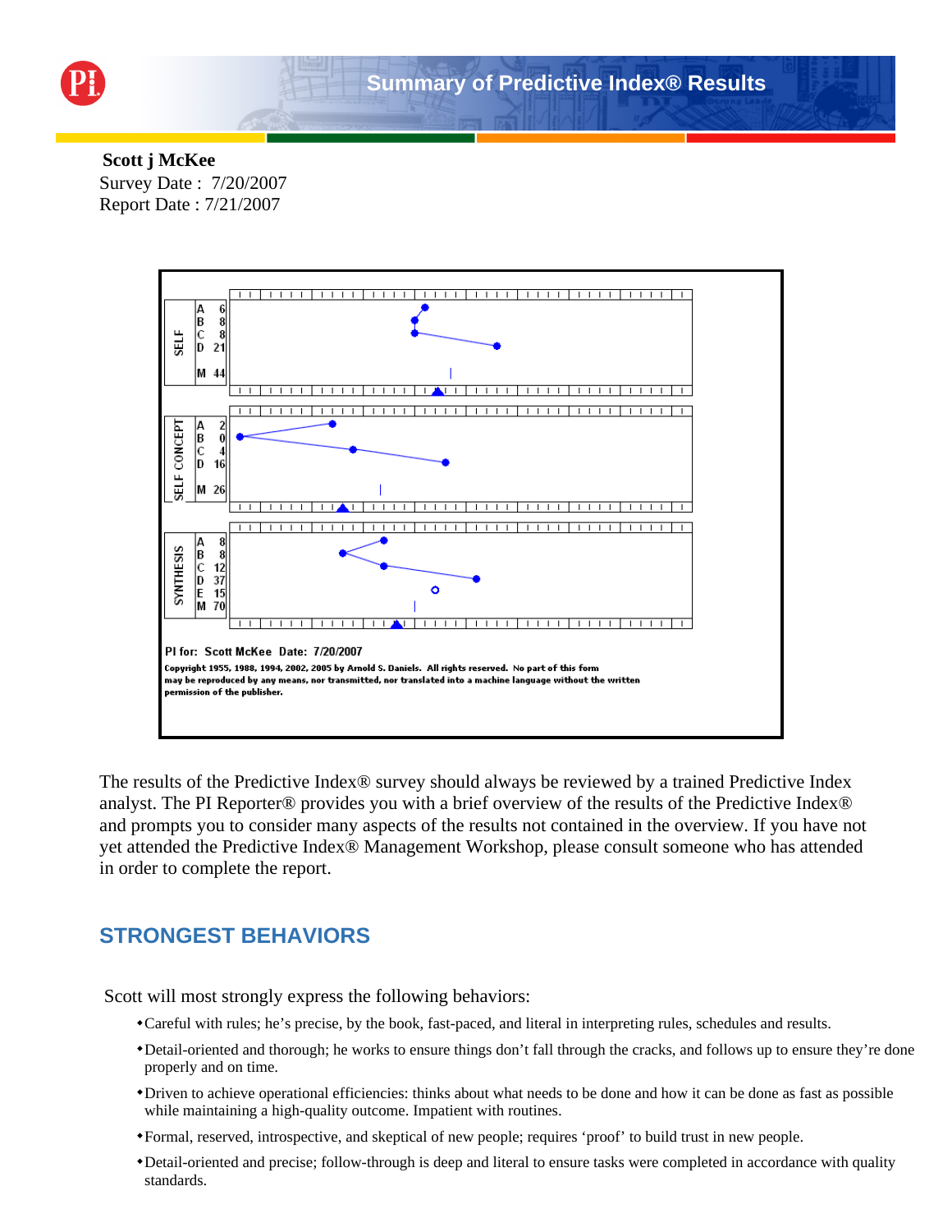# Summary of Predictive Index® Results

**Scott j McKee**
Survey Date : 7/20/2007
Report Date : 7/21/2007

| SELF | |
|---|---|
| A | 6 |
| B | 8 |
| C | 8 |
| D | 21 |
| M | 44 |

| SELF CONCEPT | |
|---|---|
| A | 2 |
| B | 0 |
| C | 4 |
| D | 16 |
| M | 26 |

| SYNTHESIS | |
|---|---|
| A | 8 |
| B | 8 |
| C | 12 |
| D | 37 |
| E | 15 |
| M | 70 |

PI for: Scott McKee Date: 7/20/2007

Copyright 1955, 1988, 1994, 2002, 2005 by Arnold S. Daniels. All rights reserved. No part of this form may be reproduced by any means, nor transmitted, nor translated into a machine language without the written permission of the publisher.

The results of the Predictive Index® survey should always be reviewed by a trained Predictive Index analyst. The PI Reporter® provides you with a brief overview of the results of the Predictive Index® and prompts you to consider many aspects of the results not contained in the overview. If you have not yet attended the Predictive Index® Management Workshop, please consult someone who has attended in order to complete the report.

## STRONGEST BEHAVIORS

Scott will most strongly express the following behaviors:

- Careful with rules; he's precise, by the book, fast-paced, and literal in interpreting rules, schedules and results.
- Detail-oriented and thorough; he works to ensure things don't fall through the cracks, and follows up to ensure they're done properly and on time.
- Driven to achieve operational efficiencies: thinks about what needs to be done and how it can be done as fast as possible while maintaining a high-quality outcome. Impatient with routines.
- Formal, reserved, introspective, and skeptical of new people; requires 'proof' to build trust in new people.
- Detail-oriented and precise; follow-through is deep and literal to ensure tasks were completed in accordance with quality standards.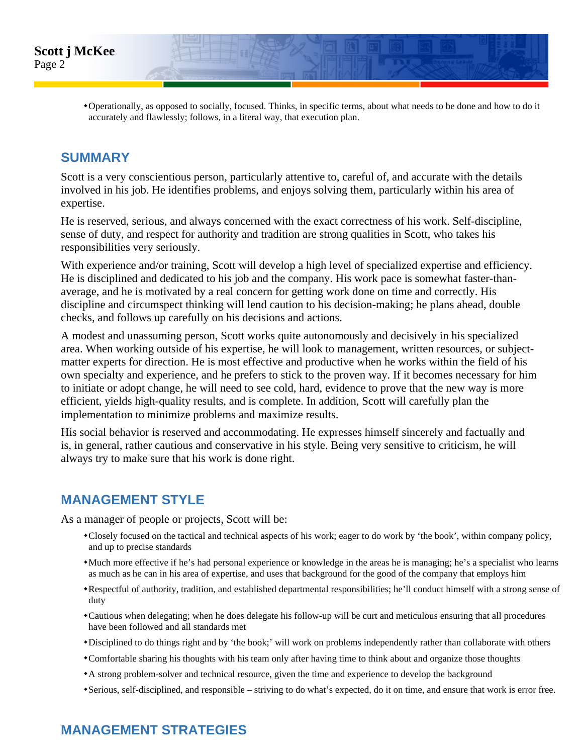- Operationally, as opposed to socially, focused. Thinks, in specific terms, about what needs to be done and how to do it accurately and flawlessly; follows, in a literal way, that execution plan.

## SUMMARY

Scott is a very conscientious person, particularly attentive to, careful of, and accurate with the details involved in his job. He identifies problems, and enjoys solving them, particularly within his area of expertise.

He is reserved, serious, and always concerned with the exact correctness of his work. Self-discipline, sense of duty, and respect for authority and tradition are strong qualities in Scott, who takes his responsibilities very seriously.

With experience and/or training, Scott will develop a high level of specialized expertise and efficiency. He is disciplined and dedicated to his job and the company. His work pace is somewhat faster-than-average, and he is motivated by a real concern for getting work done on time and correctly. His discipline and circumspect thinking will lend caution to his decision-making; he plans ahead, double checks, and follows up carefully on his decisions and actions.

A modest and unassuming person, Scott works quite autonomously and decisively in his specialized area. When working outside of his expertise, he will look to management, written resources, or subject-matter experts for direction. He is most effective and productive when he works within the field of his own specialty and experience, and he prefers to stick to the proven way. If it becomes necessary for him to initiate or adopt change, he will need to see cold, hard, evidence to prove that the new way is more efficient, yields high-quality results, and is complete. In addition, Scott will carefully plan the implementation to minimize problems and maximize results.

His social behavior is reserved and accommodating. He expresses himself sincerely and factually and is, in general, rather cautious and conservative in his style. Being very sensitive to criticism, he will always try to make sure that his work is done right.

## MANAGEMENT STYLE

As a manager of people or projects, Scott will be:

- Closely focused on the tactical and technical aspects of his work; eager to do work by 'the book', within company policy, and up to precise standards
- Much more effective if he's had personal experience or knowledge in the areas he is managing; he's a specialist who learns as much as he can in his area of expertise, and uses that background for the good of the company that employs him
- Respectful of authority, tradition, and established departmental responsibilities; he'll conduct himself with a strong sense of duty
- Cautious when delegating; when he does delegate his follow-up will be curt and meticulous ensuring that all procedures have been followed and all standards met
- Disciplined to do things right and by 'the book;' will work on problems independently rather than collaborate with others
- Comfortable sharing his thoughts with his team only after having time to think about and organize those thoughts
- A strong problem-solver and technical resource, given the time and experience to develop the background
- Serious, self-disciplined, and responsible – striving to do what's expected, do it on time, and ensure that work is error free.

## MANAGEMENT STRATEGIES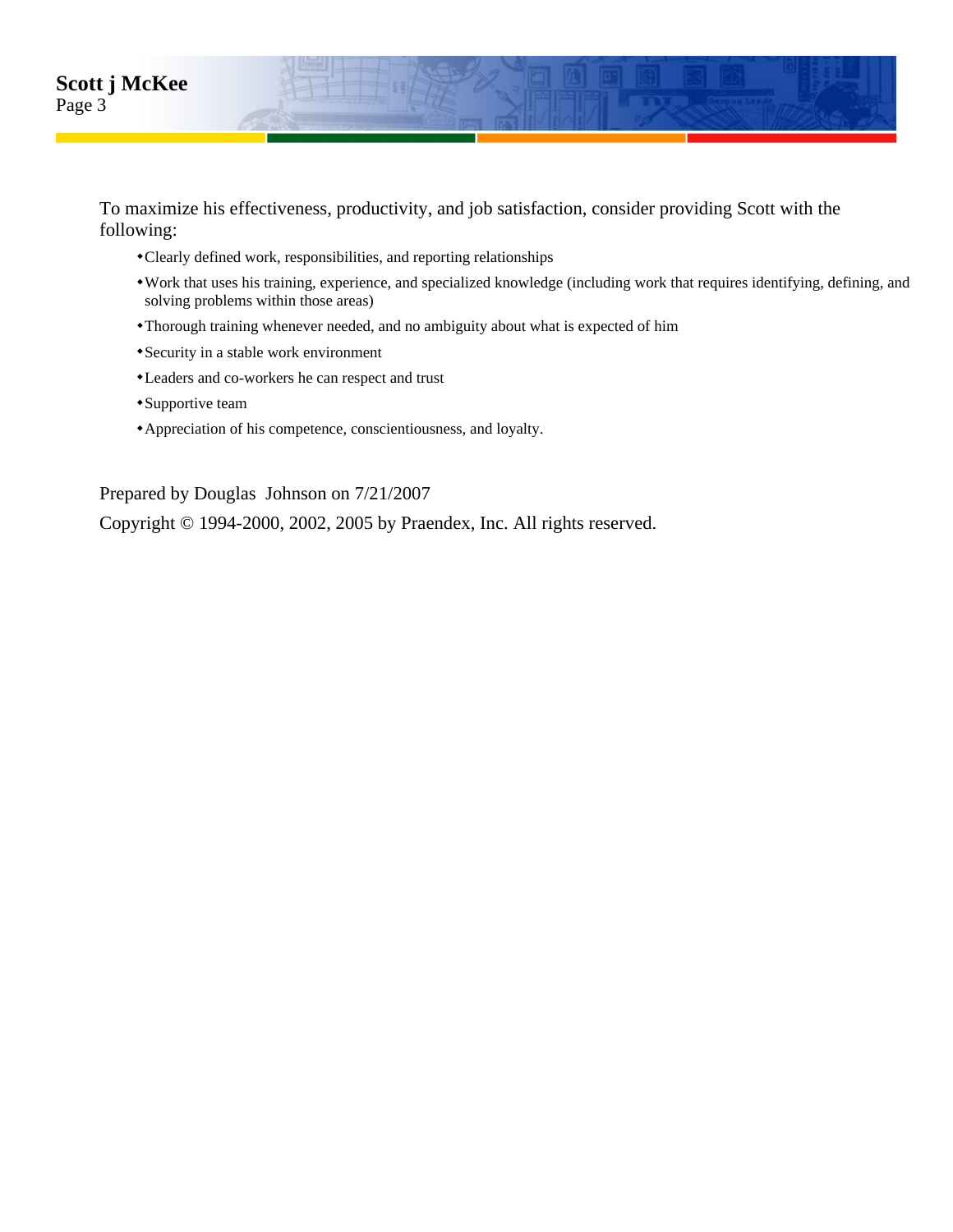To maximize his effectiveness, productivity, and job satisfaction, consider providing Scott with the following:

- Clearly defined work, responsibilities, and reporting relationships
- Work that uses his training, experience, and specialized knowledge (including work that requires identifying, defining, and solving problems within those areas)
- Thorough training whenever needed, and no ambiguity about what is expected of him
- Security in a stable work environment
- Leaders and co-workers he can respect and trust
- Supportive team
- Appreciation of his competence, conscientiousness, and loyalty.

Prepared by Douglas  Johnson on 7/21/2007

Copyright © 1994-2000, 2002, 2005 by Praendex, Inc. All rights reserved.